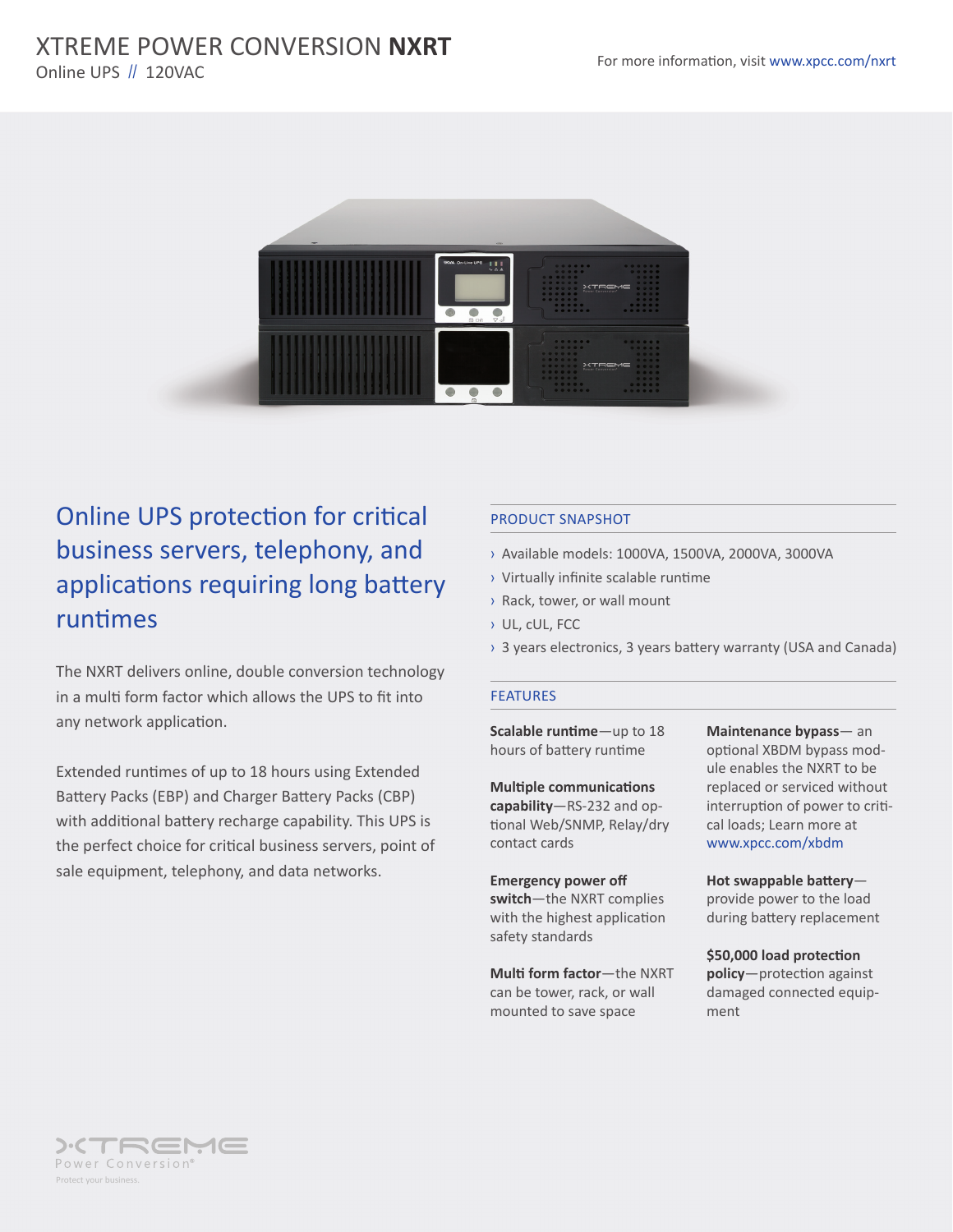# XTREME POWER CONVERSION **NXRT**

Online UPS // 120VAC

For more information, visit www.xpcc.com/nxrt

## Online UPS protection for critical business servers, telephony, and applications requiring long battery runtimes

The NXRT delivers online, double conversion technology in a multi form factor which allows the UPS to fit into any network application.

Extended runtimes of up to 18 hours using Extended Battery Packs (EBP) and Charger Battery Packs (CBP) with additional battery recharge capability. This UPS is the perfect choice for critical business servers, point of sale equipment, telephony, and data networks.

### PRODUCT SNAPSHOT

- Available models: 1000VA, 1500VA, 2000VA, 3000VA
- Virtually infinite scalable runtime
- Rack, tower, or wall mount
- UL, cUL, FCC
- 3 years electronics, 3 years battery warranty (USA and Canada)

### FEATURES

**Scalable runtime**—up to 18 hours of battery runtime

**Multiple communications capability**—RS-232 and optional Web/SNMP, Relay/dry contact cards

**Emergency power off switch**—the NXRT complies with the highest application safety standards

**Multi form factor**—the NXRT can be tower, rack, or wall mounted to save space

**Maintenance bypass**— an optional XBDM bypass module enables the NXRT to be replaced or serviced without interruption of power to critical loads; Learn more at www.xpcc.com/xbdm

**Hot swappable battery**—provide power to the load during battery replacement

**$50,000 load protection policy**—protection against damaged connected equipment

XTREME Power Conversion®

Protect your business.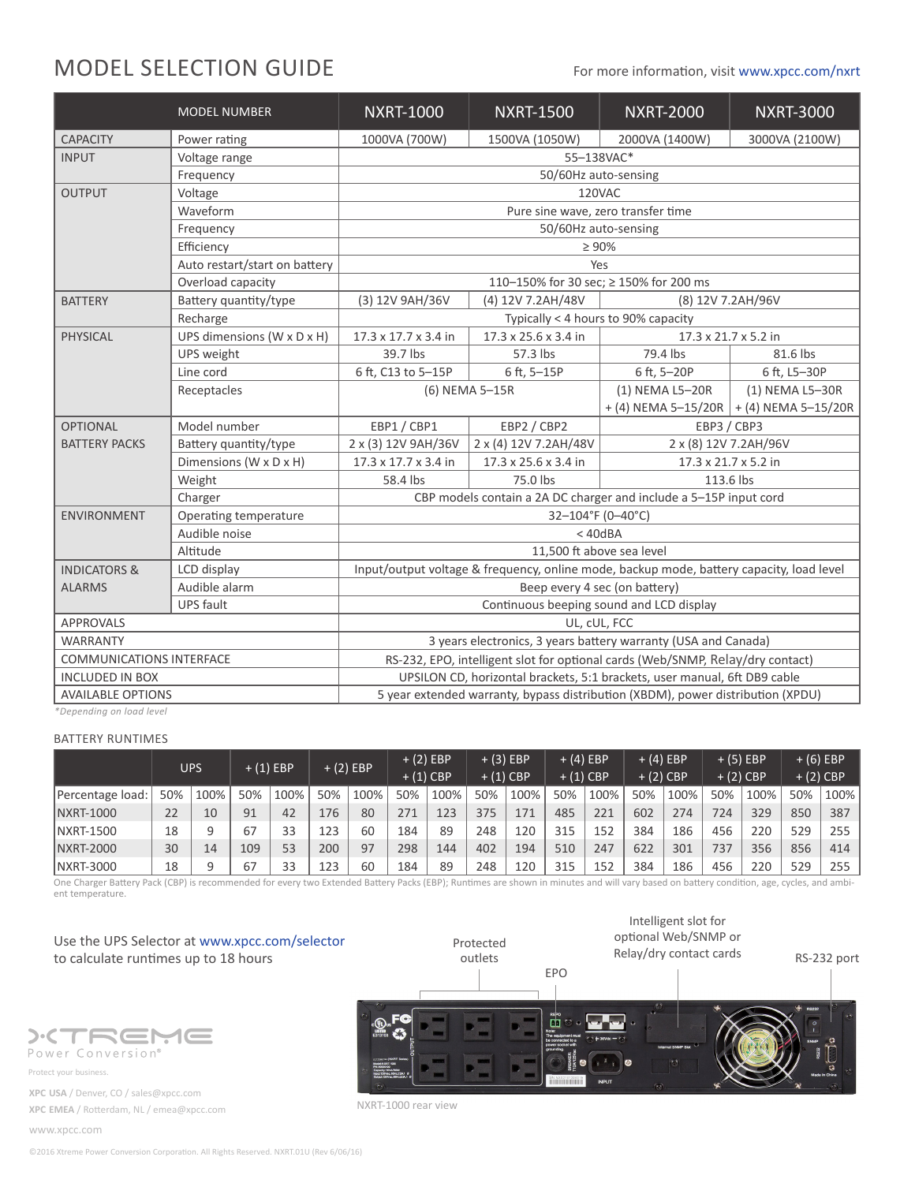# MODEL SELECTION GUIDE

For more information, visit www.xpcc.com/nxrt

| | MODEL NUMBER | NXRT-1000 | NXRT-1500 | NXRT-2000 | NXRT-3000 |
|---|---|---|---|---|---|
| CAPACITY | Power rating | 1000VA (700W) | 1500VA (1050W) | 2000VA (1400W) | 3000VA (2100W) |
| INPUT | Voltage range | 55–138VAC* | | | |
| | Frequency | 50/60Hz auto-sensing | | | |
| OUTPUT | Voltage | 120VAC | | | |
| | Waveform | Pure sine wave, zero transfer time | | | |
| | Frequency | 50/60Hz auto-sensing | | | |
| | Efficiency | ≥ 90% | | | |
| | Auto restart/start on battery | Yes | | | |
| | Overload capacity | 110–150% for 30 sec; ≥ 150% for 200 ms | | | |
| BATTERY | Battery quantity/type | (3) 12V 9AH/36V | (4) 12V 7.2AH/48V | (8) 12V 7.2AH/96V | |
| | Recharge | Typically < 4 hours to 90% capacity | | | |
| PHYSICAL | UPS dimensions (W x D x H) | 17.3 x 17.7 x 3.4 in | 17.3 x 25.6 x 3.4 in | 17.3 x 21.7 x 5.2 in | |
| | UPS weight | 39.7 lbs | 57.3 lbs | 79.4 lbs | 81.6 lbs |
| | Line cord | 6 ft, C13 to 5–15P | 6 ft, 5–15P | 6 ft, 5–20P | 6 ft, L5–30P |
| | Receptacles | (6) NEMA 5–15R | | (1) NEMA L5–20R + (4) NEMA 5–15/20R | (1) NEMA L5–30R + (4) NEMA 5–15/20R |
| OPTIONAL BATTERY PACKS | Model number | EBP1 / CBP1 | EBP2 / CBP2 | EBP3 / CBP3 | |
| | Battery quantity/type | 2 x (3) 12V 9AH/36V | 2 x (4) 12V 7.2AH/48V | 2 x (8) 12V 7.2AH/96V | |
| | Dimensions (W x D x H) | 17.3 x 17.7 x 3.4 in | 17.3 x 25.6 x 3.4 in | 17.3 x 21.7 x 5.2 in | |
| | Weight | 58.4 lbs | 75.0 lbs | 113.6 lbs | |
| | Charger | CBP models contain a 2A DC charger and include a 5–15P input cord | | | |
| ENVIRONMENT | Operating temperature | 32–104°F (0–40°C) | | | |
| | Audible noise | < 40dBA | | | |
| | Altitude | 11,500 ft above sea level | | | |
| INDICATORS & ALARMS | LCD display | Input/output voltage & frequency, online mode, backup mode, battery capacity, load level | | | |
| | Audible alarm | Beep every 4 sec (on battery) | | | |
| | UPS fault | Continuous beeping sound and LCD display | | | |
| APPROVALS | | UL, cUL, FCC | | | |
| WARRANTY | | 3 years electronics, 3 years battery warranty (USA and Canada) | | | |
| COMMUNICATIONS INTERFACE | | RS-232, EPO, intelligent slot for optional cards (Web/SNMP, Relay/dry contact) | | | |
| INCLUDED IN BOX | | UPSILON CD, horizontal brackets, 5:1 brackets, user manual, 6ft DB9 cable | | | |
| AVAILABLE OPTIONS | | 5 year extended warranty, bypass distribution (XBDM), power distribution (XPDU) | | | |

*Depending on load level

## BATTERY RUNTIMES

| | UPS | | + (1) EBP | | + (2) EBP | | + (2) EBP + (1) CBP | | + (3) EBP + (1) CBP | | + (4) EBP + (1) CBP | | + (4) EBP + (2) CBP | | + (5) EBP + (2) CBP | | + (6) EBP + (2) CBP | |
|---|---|---|---|---|---|---|---|---|---|---|---|---|---|---|---|---|---|---|
| Percentage load: | 50% | 100% | 50% | 100% | 50% | 100% | 50% | 100% | 50% | 100% | 50% | 100% | 50% | 100% | 50% | 100% | 50% | 100% |
| NXRT-1000 | 22 | 10 | 91 | 42 | 176 | 80 | 271 | 123 | 375 | 171 | 485 | 221 | 602 | 274 | 724 | 329 | 850 | 387 |
| NXRT-1500 | 18 | 9 | 67 | 33 | 123 | 60 | 184 | 89 | 248 | 120 | 315 | 152 | 384 | 186 | 456 | 220 | 529 | 255 |
| NXRT-2000 | 30 | 14 | 109 | 53 | 200 | 97 | 298 | 144 | 402 | 194 | 510 | 247 | 622 | 301 | 737 | 356 | 856 | 414 |
| NXRT-3000 | 18 | 9 | 67 | 33 | 123 | 60 | 184 | 89 | 248 | 120 | 315 | 152 | 384 | 186 | 456 | 220 | 529 | 255 |

One Charger Battery Pack (CBP) is recommended for every two Extended Battery Packs (EBP); Runtimes are shown in minutes and will vary based on battery condition, age, cycles, and ambient temperature.

Use the UPS Selector at www.xpcc.com/selector to calculate runtimes up to 18 hours

Protected outlets

EPO

Intelligent slot for optional Web/SNMP or Relay/dry contact cards

RS-232 port

NXRT-1000 rear view

XTREME Power Conversion®

Protect your business.

**XPC USA** / Denver, CO / sales@xpcc.com

**XPC EMEA** / Rotterdam, NL / emea@xpcc.com

www.xpcc.com

©2016 Xtreme Power Conversion Corporation. All Rights Reserved. NXRT.01U (Rev 6/06/16)